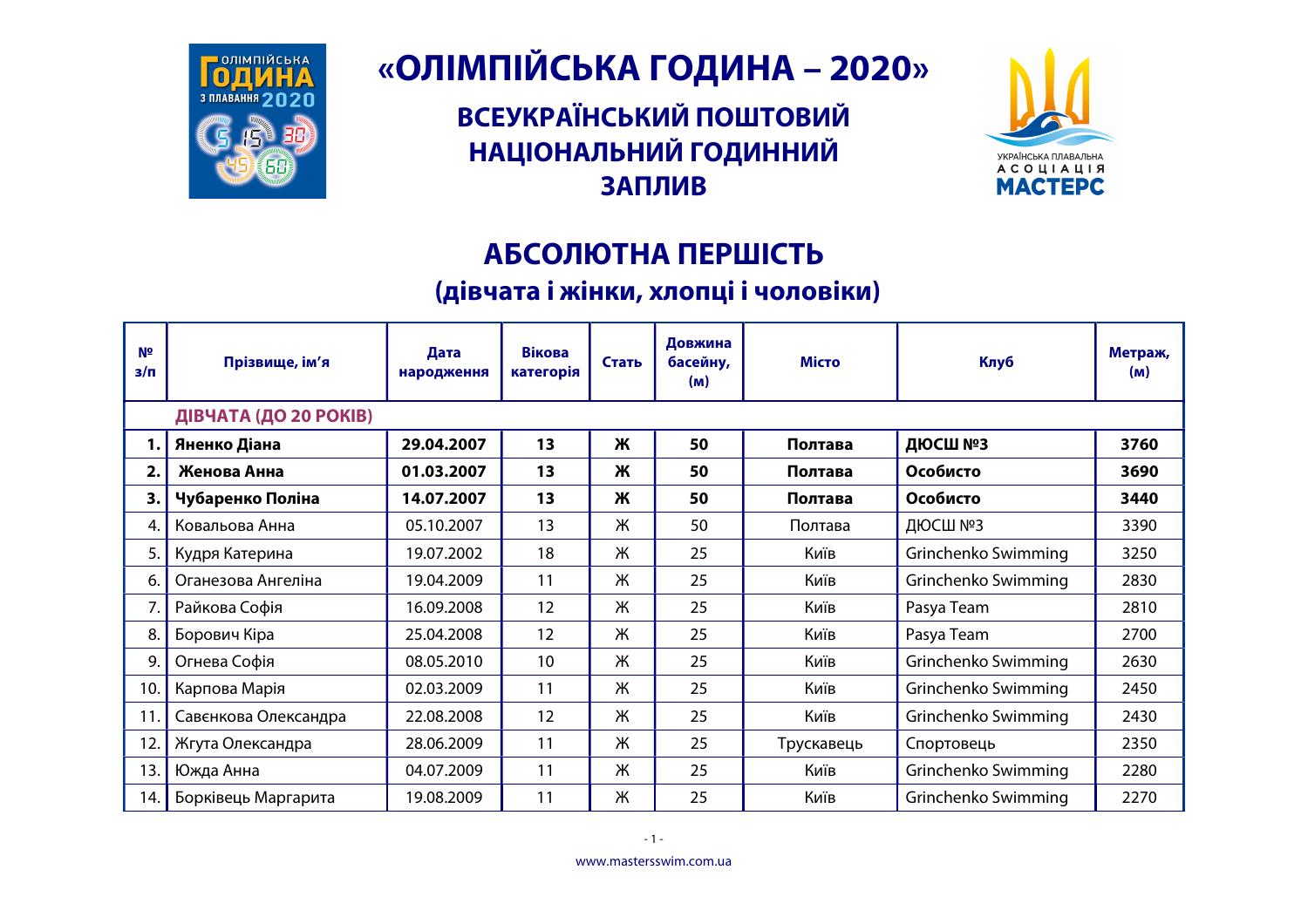# «ОЛІМПІЙСЬКА ГОДИНА – 2020»

## ВСЕУКРАЇНСЬКИЙ ПОШТОВИЙ НАЦІОНАЛЬНИЙ ГОДИННИЙ ЗАПЛИВ

## АБСОЛЮТНА ПЕРШІСТЬ

### (дівчата і жінки, хлопці і чоловіки)

| № з/п | Прізвище, ім'я | Дата народження | Вікова категорія | Стать | Довжина басейну, (м) | Місто | Клуб | Метраж, (м) |
|---|---|---|---|---|---|---|---|---|
| | **ДІВЧАТА (ДО 20 РОКІВ)** | | | | | | | |
| **1.** | **Яненко Діана** | **29.04.2007** | **13** | **Ж** | **50** | **Полтава** | **ДЮСШ №3** | **3760** |
| **2.** | **Женова Анна** | **01.03.2007** | **13** | **Ж** | **50** | **Полтава** | **Особисто** | **3690** |
| **3.** | **Чубаренко Поліна** | **14.07.2007** | **13** | **Ж** | **50** | **Полтава** | **Особисто** | **3440** |
| 4. | Ковальова Анна | 05.10.2007 | 13 | Ж | 50 | Полтава | ДЮСШ №3 | 3390 |
| 5. | Кудря Катерина | 19.07.2002 | 18 | Ж | 25 | Київ | Grinchenko Swimming | 3250 |
| 6. | Оганезова Ангеліна | 19.04.2009 | 11 | Ж | 25 | Київ | Grinchenko Swimming | 2830 |
| 7. | Райкова Софія | 16.09.2008 | 12 | Ж | 25 | Київ | Pasya Team | 2810 |
| 8. | Борович Кіра | 25.04.2008 | 12 | Ж | 25 | Київ | Pasya Team | 2700 |
| 9. | Огнева Софія | 08.05.2010 | 10 | Ж | 25 | Київ | Grinchenko Swimming | 2630 |
| 10. | Карпова Марія | 02.03.2009 | 11 | Ж | 25 | Київ | Grinchenko Swimming | 2450 |
| 11. | Савєнкова Олександра | 22.08.2008 | 12 | Ж | 25 | Київ | Grinchenko Swimming | 2430 |
| 12. | Жгута Олександра | 28.06.2009 | 11 | Ж | 25 | Трускавець | Спортовець | 2350 |
| 13. | Южда Анна | 04.07.2009 | 11 | Ж | 25 | Київ | Grinchenko Swimming | 2280 |
| 14. | Борківець Маргарита | 19.08.2009 | 11 | Ж | 25 | Київ | Grinchenko Swimming | 2270 |

www.mastersswim.com.ua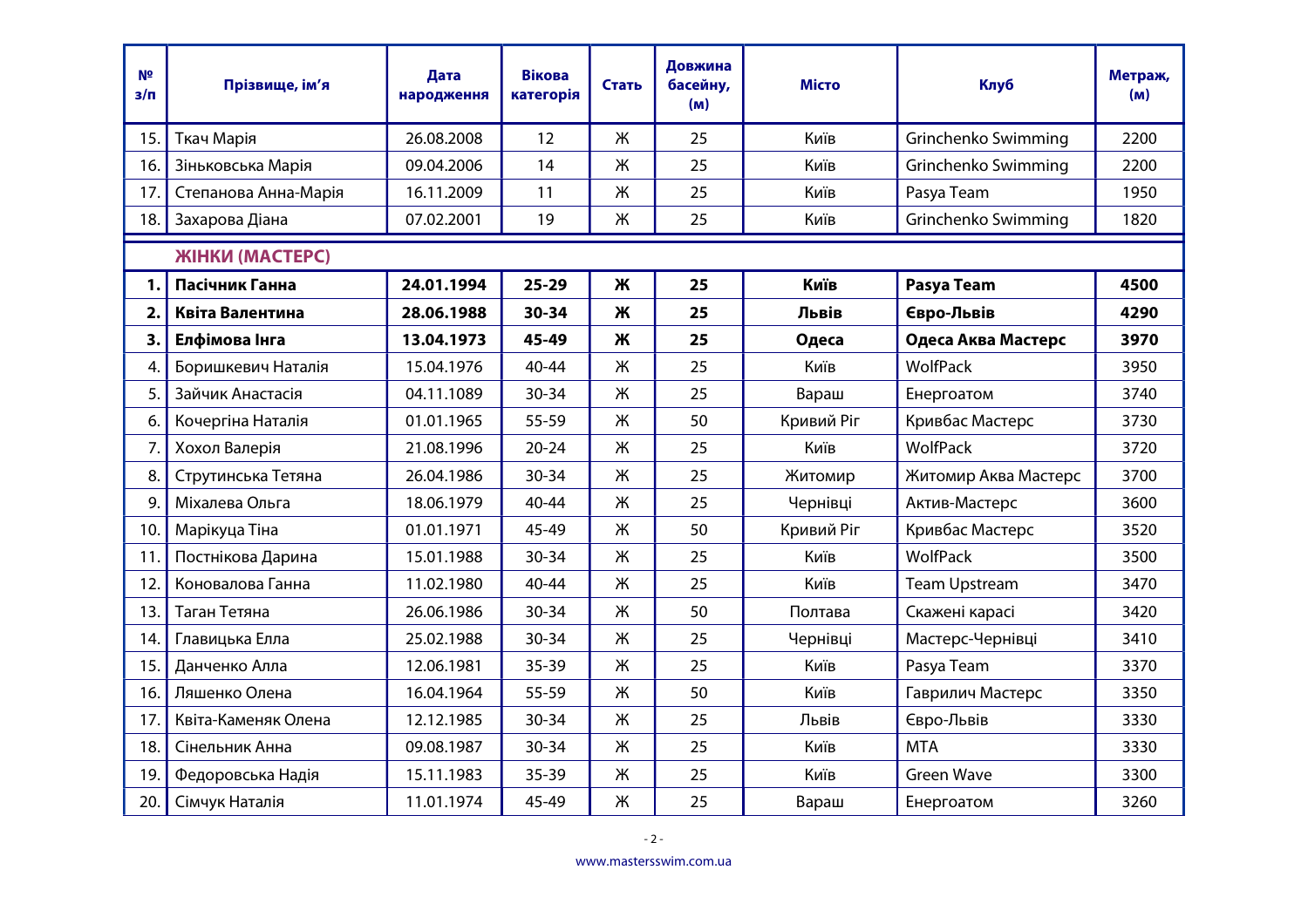| № з/п | Прізвище, ім'я | Дата народження | Вікова категорія | Стать | Довжина басейну, (м) | Місто | Клуб | Метраж, (м) |
|---|---|---|---|---|---|---|---|---|
| 15. | Ткач Марія | 26.08.2008 | 12 | Ж | 25 | Київ | Grinchenko Swimming | 2200 |
| 16. | Зіньковська Марія | 09.04.2006 | 14 | Ж | 25 | Київ | Grinchenko Swimming | 2200 |
| 17. | Степанова Анна-Марія | 16.11.2009 | 11 | Ж | 25 | Київ | Pasya Team | 1950 |
| 18. | Захарова Діана | 07.02.2001 | 19 | Ж | 25 | Київ | Grinchenko Swimming | 1820 |
| | **ЖІНКИ (МАСТЕРС)** | | | | | | | |
| **1.** | **Пасічник Ганна** | **24.01.1994** | **25-29** | **Ж** | **25** | **Київ** | **Pasya Team** | **4500** |
| **2.** | **Квіта Валентина** | **28.06.1988** | **30-34** | **Ж** | **25** | **Львів** | **Євро-Львів** | **4290** |
| **3.** | **Елфімова Інга** | **13.04.1973** | **45-49** | **Ж** | **25** | **Одеса** | **Одеса Аква Мастерс** | **3970** |
| 4. | Боришкевич Наталія | 15.04.1976 | 40-44 | Ж | 25 | Київ | WolfPack | 3950 |
| 5. | Зайчик Анастасія | 04.11.1089 | 30-34 | Ж | 25 | Вараш | Енергоатом | 3740 |
| 6. | Кочергіна Наталія | 01.01.1965 | 55-59 | Ж | 50 | Кривий Ріг | Кривбас Мастерс | 3730 |
| 7. | Хохол Валерія | 21.08.1996 | 20-24 | Ж | 25 | Київ | WolfPack | 3720 |
| 8. | Струтинська Тетяна | 26.04.1986 | 30-34 | Ж | 25 | Житомир | Житомир Аква Мастерс | 3700 |
| 9. | Міхалева Ольга | 18.06.1979 | 40-44 | Ж | 25 | Чернівці | Актив-Мастерс | 3600 |
| 10. | Марікуца Тіна | 01.01.1971 | 45-49 | Ж | 50 | Кривий Ріг | Кривбас Мастерс | 3520 |
| 11. | Постнікова Дарина | 15.01.1988 | 30-34 | Ж | 25 | Київ | WolfPack | 3500 |
| 12. | Коновалова Ганна | 11.02.1980 | 40-44 | Ж | 25 | Київ | Team Upstream | 3470 |
| 13. | Таган Тетяна | 26.06.1986 | 30-34 | Ж | 50 | Полтава | Скажені карасі | 3420 |
| 14. | Главицька Елла | 25.02.1988 | 30-34 | Ж | 25 | Чернівці | Мастерс-Чернівці | 3410 |
| 15. | Данченко Алла | 12.06.1981 | 35-39 | Ж | 25 | Київ | Pasya Team | 3370 |
| 16. | Ляшенко Олена | 16.04.1964 | 55-59 | Ж | 50 | Київ | Гаврилич Мастерс | 3350 |
| 17. | Квіта-Каменяк Олена | 12.12.1985 | 30-34 | Ж | 25 | Львів | Євро-Львів | 3330 |
| 18. | Сінельник Анна | 09.08.1987 | 30-34 | Ж | 25 | Київ | MTA | 3330 |
| 19. | Федоровська Надія | 15.11.1983 | 35-39 | Ж | 25 | Київ | Green Wave | 3300 |
| 20. | Сімчук Наталія | 11.01.1974 | 45-49 | Ж | 25 | Вараш | Енергоатом | 3260 |

www.mastersswim.com.ua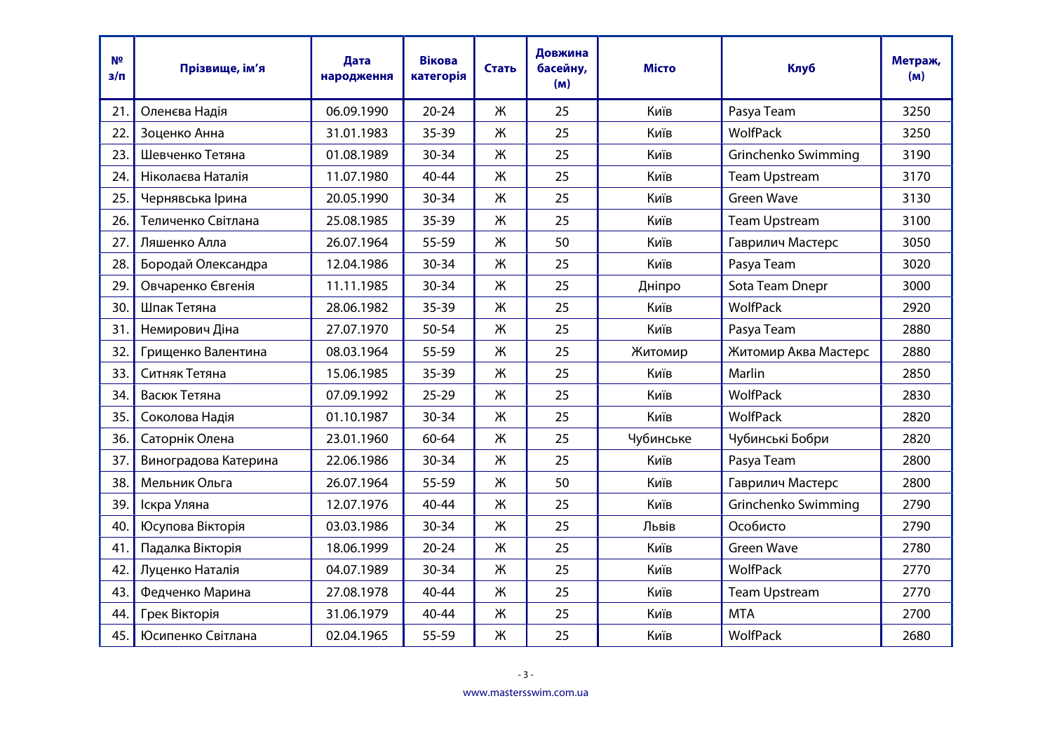| № з/п | Прізвище, ім'я | Дата народження | Вікова категорія | Стать | Довжина басейну, (м) | Місто | Клуб | Метраж, (м) |
|---|---|---|---|---|---|---|---|---|
| 21. | Оленєва Надія | 06.09.1990 | 20-24 | Ж | 25 | Київ | Pasya Team | 3250 |
| 22. | Зоценко Анна | 31.01.1983 | 35-39 | Ж | 25 | Київ | WolfPack | 3250 |
| 23. | Шевченко Тетяна | 01.08.1989 | 30-34 | Ж | 25 | Київ | Grinchenko Swimming | 3190 |
| 24. | Ніколаєва Наталія | 11.07.1980 | 40-44 | Ж | 25 | Київ | Team Upstream | 3170 |
| 25. | Чернявська Ірина | 20.05.1990 | 30-34 | Ж | 25 | Київ | Green Wave | 3130 |
| 26. | Теличенко Світлана | 25.08.1985 | 35-39 | Ж | 25 | Київ | Team Upstream | 3100 |
| 27. | Ляшенко Алла | 26.07.1964 | 55-59 | Ж | 50 | Київ | Гаврилич Мастерс | 3050 |
| 28. | Бородай Олександра | 12.04.1986 | 30-34 | Ж | 25 | Київ | Pasya Team | 3020 |
| 29. | Овчаренко Євгенія | 11.11.1985 | 30-34 | Ж | 25 | Дніпро | Sota Team Dnepr | 3000 |
| 30. | Шпак Тетяна | 28.06.1982 | 35-39 | Ж | 25 | Київ | WolfPack | 2920 |
| 31. | Немирович Діна | 27.07.1970 | 50-54 | Ж | 25 | Київ | Pasya Team | 2880 |
| 32. | Грищенко Валентина | 08.03.1964 | 55-59 | Ж | 25 | Житомир | Житомир Аква Мастерс | 2880 |
| 33. | Ситняк Тетяна | 15.06.1985 | 35-39 | Ж | 25 | Київ | Marlin | 2850 |
| 34. | Васюк Тетяна | 07.09.1992 | 25-29 | Ж | 25 | Київ | WolfPack | 2830 |
| 35. | Соколова Надія | 01.10.1987 | 30-34 | Ж | 25 | Київ | WolfPack | 2820 |
| 36. | Саторнік Олена | 23.01.1960 | 60-64 | Ж | 25 | Чубинське | Чубинські Бобри | 2820 |
| 37. | Виноградова Катерина | 22.06.1986 | 30-34 | Ж | 25 | Київ | Pasya Team | 2800 |
| 38. | Мельник Ольга | 26.07.1964 | 55-59 | Ж | 50 | Київ | Гаврилич Мастерс | 2800 |
| 39. | Іскра Уляна | 12.07.1976 | 40-44 | Ж | 25 | Київ | Grinchenko Swimming | 2790 |
| 40. | Юсупова Вікторія | 03.03.1986 | 30-34 | Ж | 25 | Львів | Особисто | 2790 |
| 41. | Падалка Вікторія | 18.06.1999 | 20-24 | Ж | 25 | Київ | Green Wave | 2780 |
| 42. | Луценко Наталія | 04.07.1989 | 30-34 | Ж | 25 | Київ | WolfPack | 2770 |
| 43. | Федченко Марина | 27.08.1978 | 40-44 | Ж | 25 | Київ | Team Upstream | 2770 |
| 44. | Грек Вікторія | 31.06.1979 | 40-44 | Ж | 25 | Київ | MTA | 2700 |
| 45. | Юсипенко Світлана | 02.04.1965 | 55-59 | Ж | 25 | Київ | WolfPack | 2680 |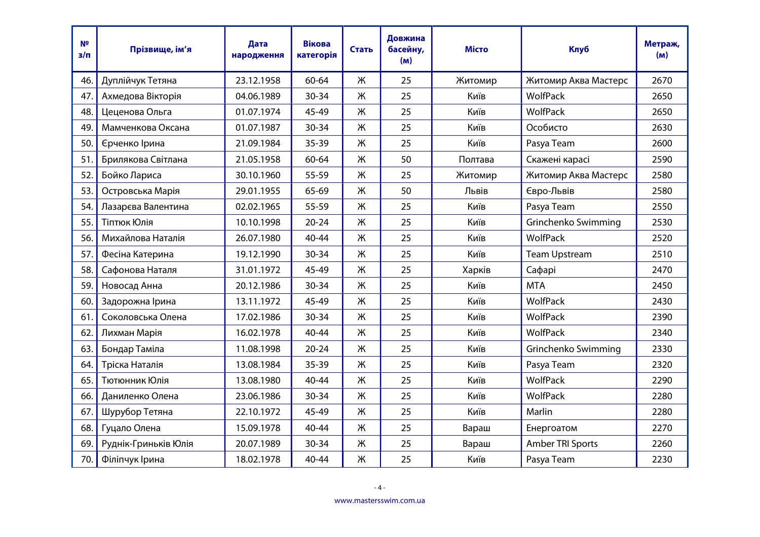| № з/п | Прізвище, ім'я | Дата народження | Вікова категорія | Стать | Довжина басейну, (м) | Місто | Клуб | Метраж, (м) |
|---|---|---|---|---|---|---|---|---|
| 46. | Дуплійчук Тетяна | 23.12.1958 | 60-64 | Ж | 25 | Житомир | Житомир Аква Мастерс | 2670 |
| 47. | Ахмедова Вікторія | 04.06.1989 | 30-34 | Ж | 25 | Київ | WolfPack | 2650 |
| 48. | Цеценова Ольга | 01.07.1974 | 45-49 | Ж | 25 | Київ | WolfPack | 2650 |
| 49. | Мамченкова Оксана | 01.07.1987 | 30-34 | Ж | 25 | Київ | Особисто | 2630 |
| 50. | Єрченко Ірина | 21.09.1984 | 35-39 | Ж | 25 | Київ | Pasya Team | 2600 |
| 51. | Брилякова Світлана | 21.05.1958 | 60-64 | Ж | 50 | Полтава | Скажені карасі | 2590 |
| 52. | Бойко Лариса | 30.10.1960 | 55-59 | Ж | 25 | Житомир | Житомир Аква Мастерс | 2580 |
| 53. | Островська Марія | 29.01.1955 | 65-69 | Ж | 50 | Львів | Євро-Львів | 2580 |
| 54. | Лазарєва Валентина | 02.02.1965 | 55-59 | Ж | 25 | Київ | Pasya Team | 2550 |
| 55. | Тіптюк Юлія | 10.10.1998 | 20-24 | Ж | 25 | Київ | Grinchenko Swimming | 2530 |
| 56. | Михайлова Наталія | 26.07.1980 | 40-44 | Ж | 25 | Київ | WolfPack | 2520 |
| 57. | Фесіна Катерина | 19.12.1990 | 30-34 | Ж | 25 | Київ | Team Upstream | 2510 |
| 58. | Сафонова Наталя | 31.01.1972 | 45-49 | Ж | 25 | Харків | Сафарі | 2470 |
| 59. | Новосад Анна | 20.12.1986 | 30-34 | Ж | 25 | Київ | MTA | 2450 |
| 60. | Задорожна Ірина | 13.11.1972 | 45-49 | Ж | 25 | Київ | WolfPack | 2430 |
| 61. | Соколовська Олена | 17.02.1986 | 30-34 | Ж | 25 | Київ | WolfPack | 2390 |
| 62. | Лихман Марія | 16.02.1978 | 40-44 | Ж | 25 | Київ | WolfPack | 2340 |
| 63. | Бондар Таміла | 11.08.1998 | 20-24 | Ж | 25 | Київ | Grinchenko Swimming | 2330 |
| 64. | Тріска Наталія | 13.08.1984 | 35-39 | Ж | 25 | Київ | Pasya Team | 2320 |
| 65. | Тютюнник Юлія | 13.08.1980 | 40-44 | Ж | 25 | Київ | WolfPack | 2290 |
| 66. | Даниленко Олена | 23.06.1986 | 30-34 | Ж | 25 | Київ | WolfPack | 2280 |
| 67. | Шурубор Тетяна | 22.10.1972 | 45-49 | Ж | 25 | Київ | Marlin | 2280 |
| 68. | Гуцало Олена | 15.09.1978 | 40-44 | Ж | 25 | Вараш | Енергоатом | 2270 |
| 69. | Руднік-Гриньків Юлія | 20.07.1989 | 30-34 | Ж | 25 | Вараш | Amber TRI Sports | 2260 |
| 70. | Філіпчук Ірина | 18.02.1978 | 40-44 | Ж | 25 | Київ | Pasya Team | 2230 |

www.mastersswim.com.ua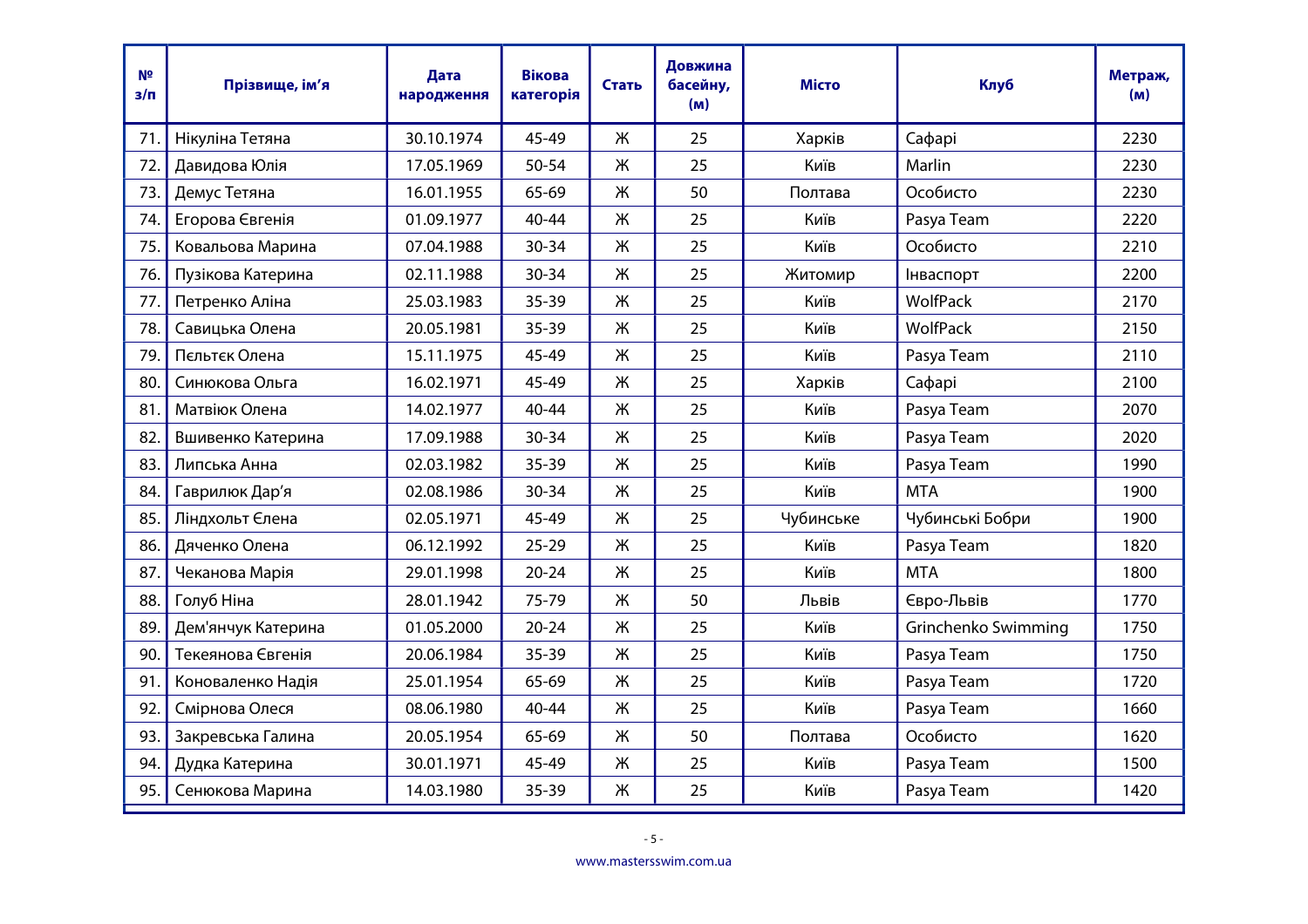| № з/п | Прізвище, ім'я | Дата народження | Вікова категорія | Стать | Довжина басейну, (м) | Місто | Клуб | Метраж, (м) |
|---|---|---|---|---|---|---|---|---|
| 71. | Нікуліна Тетяна | 30.10.1974 | 45-49 | Ж | 25 | Харків | Сафарі | 2230 |
| 72. | Давидова Юлія | 17.05.1969 | 50-54 | Ж | 25 | Київ | Marlin | 2230 |
| 73. | Демус Тетяна | 16.01.1955 | 65-69 | Ж | 50 | Полтава | Особисто | 2230 |
| 74. | Егорова Євгенія | 01.09.1977 | 40-44 | Ж | 25 | Київ | Pasya Team | 2220 |
| 75. | Ковальова Марина | 07.04.1988 | 30-34 | Ж | 25 | Київ | Особисто | 2210 |
| 76. | Пузікова Катерина | 02.11.1988 | 30-34 | Ж | 25 | Житомир | Інваспорт | 2200 |
| 77. | Петренко Аліна | 25.03.1983 | 35-39 | Ж | 25 | Київ | WolfPack | 2170 |
| 78. | Савицька Олена | 20.05.1981 | 35-39 | Ж | 25 | Київ | WolfPack | 2150 |
| 79. | Пєльтєк Олена | 15.11.1975 | 45-49 | Ж | 25 | Київ | Pasya Team | 2110 |
| 80. | Синюкова Ольга | 16.02.1971 | 45-49 | Ж | 25 | Харків | Сафарі | 2100 |
| 81. | Матвіюк Олена | 14.02.1977 | 40-44 | Ж | 25 | Київ | Pasya Team | 2070 |
| 82. | Вшивенко Катерина | 17.09.1988 | 30-34 | Ж | 25 | Київ | Pasya Team | 2020 |
| 83. | Липська Анна | 02.03.1982 | 35-39 | Ж | 25 | Київ | Pasya Team | 1990 |
| 84. | Гаврилюк Дар'я | 02.08.1986 | 30-34 | Ж | 25 | Київ | MTA | 1900 |
| 85. | Ліндхольт Єлена | 02.05.1971 | 45-49 | Ж | 25 | Чубинське | Чубинські Бобри | 1900 |
| 86. | Дяченко Олена | 06.12.1992 | 25-29 | Ж | 25 | Київ | Pasya Team | 1820 |
| 87. | Чеканова Марія | 29.01.1998 | 20-24 | Ж | 25 | Київ | MTA | 1800 |
| 88. | Голуб Ніна | 28.01.1942 | 75-79 | Ж | 50 | Львів | Євро-Львів | 1770 |
| 89. | Дем'янчук Катерина | 01.05.2000 | 20-24 | Ж | 25 | Київ | Grinchenko Swimming | 1750 |
| 90. | Текеянова Євгенія | 20.06.1984 | 35-39 | Ж | 25 | Київ | Pasya Team | 1750 |
| 91. | Коноваленко Надія | 25.01.1954 | 65-69 | Ж | 25 | Київ | Pasya Team | 1720 |
| 92. | Смірнова Олеся | 08.06.1980 | 40-44 | Ж | 25 | Київ | Pasya Team | 1660 |
| 93. | Закревська Галина | 20.05.1954 | 65-69 | Ж | 50 | Полтава | Особисто | 1620 |
| 94. | Дудка Катерина | 30.01.1971 | 45-49 | Ж | 25 | Київ | Pasya Team | 1500 |
| 95. | Сенюкова Марина | 14.03.1980 | 35-39 | Ж | 25 | Київ | Pasya Team | 1420 |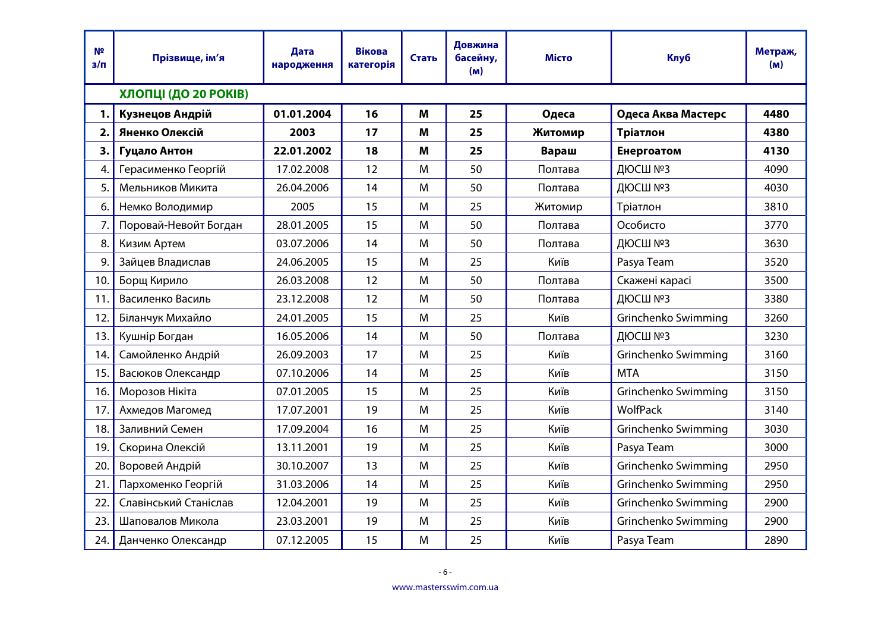| № з/п | Прізвище, ім'я | Дата народження | Вікова категорія | Стать | Довжина басейну, (м) | Місто | Клуб | Метраж, (м) |
|---|---|---|---|---|---|---|---|---|
| | **ХЛОПЦІ (ДО 20 РОКІВ)** | | | | | | | |
| **1.** | **Кузнецов Андрій** | **01.01.2004** | **16** | **М** | **25** | **Одеса** | **Одеса Аква Мастерс** | **4480** |
| **2.** | **Яненко Олексій** | **2003** | **17** | **М** | **25** | **Житомир** | **Тріатлон** | **4380** |
| **3.** | **Гуцало Антон** | **22.01.2002** | **18** | **М** | **25** | **Вараш** | **Енергоатом** | **4130** |
| 4. | Герасименко Георгій | 17.02.2008 | 12 | М | 50 | Полтава | ДЮСШ №3 | 4090 |
| 5. | Мельников Микита | 26.04.2006 | 14 | М | 50 | Полтава | ДЮСШ №3 | 4030 |
| 6. | Немко Володимир | 2005 | 15 | М | 25 | Житомир | Тріатлон | 3810 |
| 7. | Поровай-Невойт Богдан | 28.01.2005 | 15 | М | 50 | Полтава | Особисто | 3770 |
| 8. | Кизим Артем | 03.07.2006 | 14 | М | 50 | Полтава | ДЮСШ №3 | 3630 |
| 9. | Зайцев Владислав | 24.06.2005 | 15 | М | 25 | Київ | Pasya Team | 3520 |
| 10. | Борщ Кирило | 26.03.2008 | 12 | М | 50 | Полтава | Скажені карасі | 3500 |
| 11. | Василенко Василь | 23.12.2008 | 12 | М | 50 | Полтава | ДЮСШ №3 | 3380 |
| 12. | Біланчук Михайло | 24.01.2005 | 15 | М | 25 | Київ | Grinchenko Swimming | 3260 |
| 13. | Кушнір Богдан | 16.05.2006 | 14 | М | 50 | Полтава | ДЮСШ №3 | 3230 |
| 14. | Самойленко Андрій | 26.09.2003 | 17 | М | 25 | Київ | Grinchenko Swimming | 3160 |
| 15. | Васюков Олександр | 07.10.2006 | 14 | М | 25 | Київ | MTA | 3150 |
| 16. | Морозов Нікіта | 07.01.2005 | 15 | М | 25 | Київ | Grinchenko Swimming | 3150 |
| 17. | Ахмедов Магомед | 17.07.2001 | 19 | М | 25 | Київ | WolfPack | 3140 |
| 18. | Заливний Семен | 17.09.2004 | 16 | М | 25 | Київ | Grinchenko Swimming | 3030 |
| 19. | Скорина Олексій | 13.11.2001 | 19 | М | 25 | Київ | Pasya Team | 3000 |
| 20. | Воровей Андрій | 30.10.2007 | 13 | М | 25 | Київ | Grinchenko Swimming | 2950 |
| 21. | Пархоменко Георгій | 31.03.2006 | 14 | М | 25 | Київ | Grinchenko Swimming | 2950 |
| 22. | Славінський Станіслав | 12.04.2001 | 19 | М | 25 | Київ | Grinchenko Swimming | 2900 |
| 23. | Шаповалов Микола | 23.03.2001 | 19 | М | 25 | Київ | Grinchenko Swimming | 2900 |
| 24. | Данченко Олександр | 07.12.2005 | 15 | М | 25 | Київ | Pasya Team | 2890 |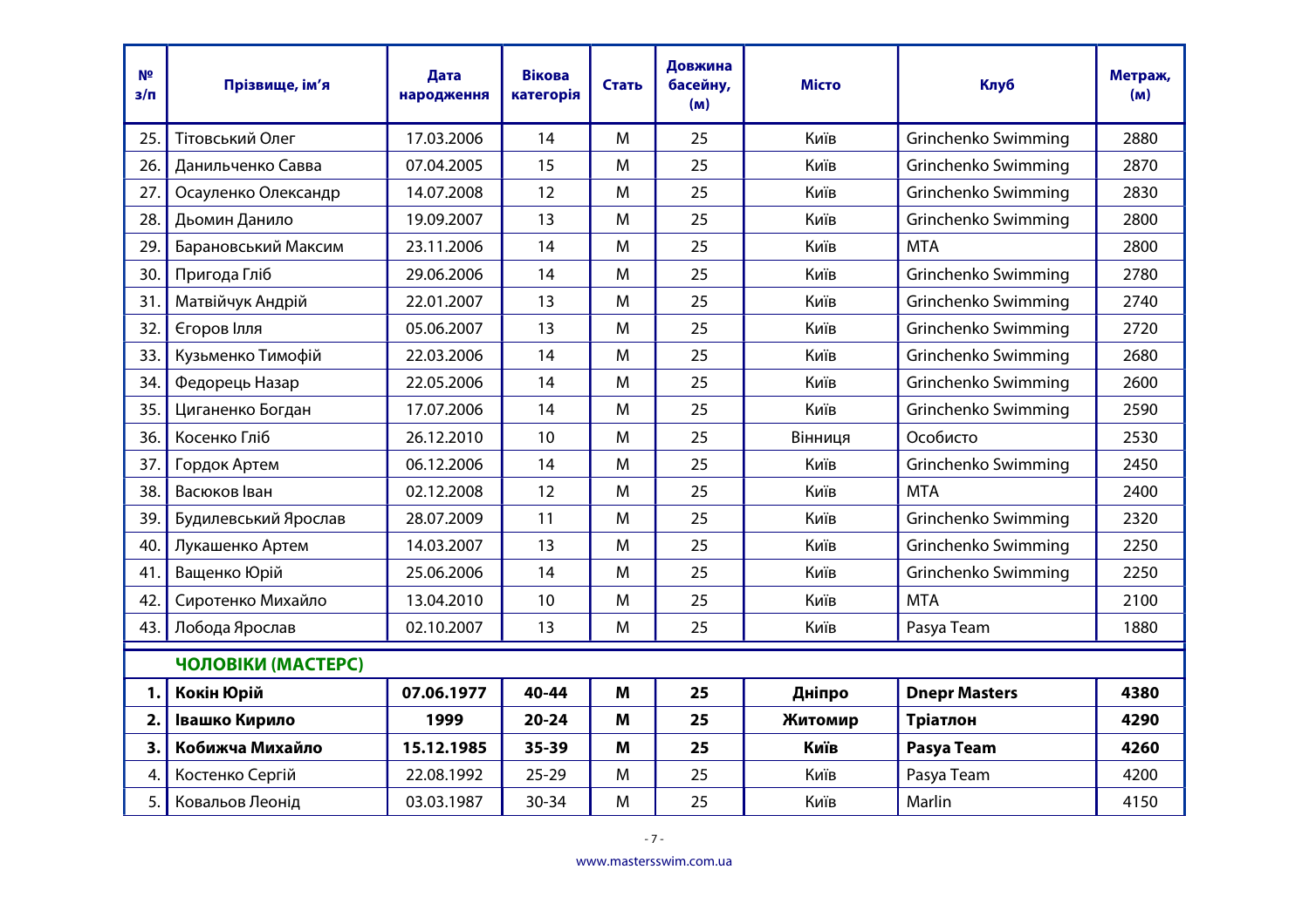| № з/п | Прізвище, ім'я | Дата народження | Вікова категорія | Стать | Довжина басейну, (м) | Місто | Клуб | Метраж, (м) |
|---|---|---|---|---|---|---|---|---|
| 25. | Тітовський Олег | 17.03.2006 | 14 | М | 25 | Київ | Grinchenko Swimming | 2880 |
| 26. | Данильченко Савва | 07.04.2005 | 15 | М | 25 | Київ | Grinchenko Swimming | 2870 |
| 27. | Осауленко Олександр | 14.07.2008 | 12 | М | 25 | Київ | Grinchenko Swimming | 2830 |
| 28. | Дьомин Данило | 19.09.2007 | 13 | М | 25 | Київ | Grinchenko Swimming | 2800 |
| 29. | Барановський Максим | 23.11.2006 | 14 | М | 25 | Київ | MTA | 2800 |
| 30. | Пригода Гліб | 29.06.2006 | 14 | М | 25 | Київ | Grinchenko Swimming | 2780 |
| 31. | Матвійчук Андрій | 22.01.2007 | 13 | М | 25 | Київ | Grinchenko Swimming | 2740 |
| 32. | Єгоров Ілля | 05.06.2007 | 13 | М | 25 | Київ | Grinchenko Swimming | 2720 |
| 33. | Кузьменко Тимофій | 22.03.2006 | 14 | М | 25 | Київ | Grinchenko Swimming | 2680 |
| 34. | Федорець Назар | 22.05.2006 | 14 | М | 25 | Київ | Grinchenko Swimming | 2600 |
| 35. | Циганенко Богдан | 17.07.2006 | 14 | М | 25 | Київ | Grinchenko Swimming | 2590 |
| 36. | Косенко Гліб | 26.12.2010 | 10 | М | 25 | Вінниця | Особисто | 2530 |
| 37. | Гордок Артем | 06.12.2006 | 14 | М | 25 | Київ | Grinchenko Swimming | 2450 |
| 38. | Васюков Іван | 02.12.2008 | 12 | М | 25 | Київ | MTA | 2400 |
| 39. | Будилевський Ярослав | 28.07.2009 | 11 | М | 25 | Київ | Grinchenko Swimming | 2320 |
| 40. | Лукашенко Артем | 14.03.2007 | 13 | М | 25 | Київ | Grinchenko Swimming | 2250 |
| 41. | Ващенко Юрій | 25.06.2006 | 14 | М | 25 | Київ | Grinchenko Swimming | 2250 |
| 42. | Сиротенко Михайло | 13.04.2010 | 10 | М | 25 | Київ | MTA | 2100 |
| 43. | Лобода Ярослав | 02.10.2007 | 13 | М | 25 | Київ | Pasya Team | 1880 |
| | **ЧОЛОВІКИ (МАСТЕРС)** | | | | | | | |
| **1.** | **Кокін Юрій** | **07.06.1977** | **40-44** | **М** | **25** | **Дніпро** | **Dnepr Masters** | **4380** |
| **2.** | **Івашко Кирило** | **1999** | **20-24** | **М** | **25** | **Житомир** | **Тріатлон** | **4290** |
| **3.** | **Кобижча Михайло** | **15.12.1985** | **35-39** | **М** | **25** | **Київ** | **Pasya Team** | **4260** |
| 4. | Костенко Сергій | 22.08.1992 | 25-29 | М | 25 | Київ | Pasya Team | 4200 |
| 5. | Ковальов Леонід | 03.03.1987 | 30-34 | М | 25 | Київ | Marlin | 4150 |

www.mastersswim.com.ua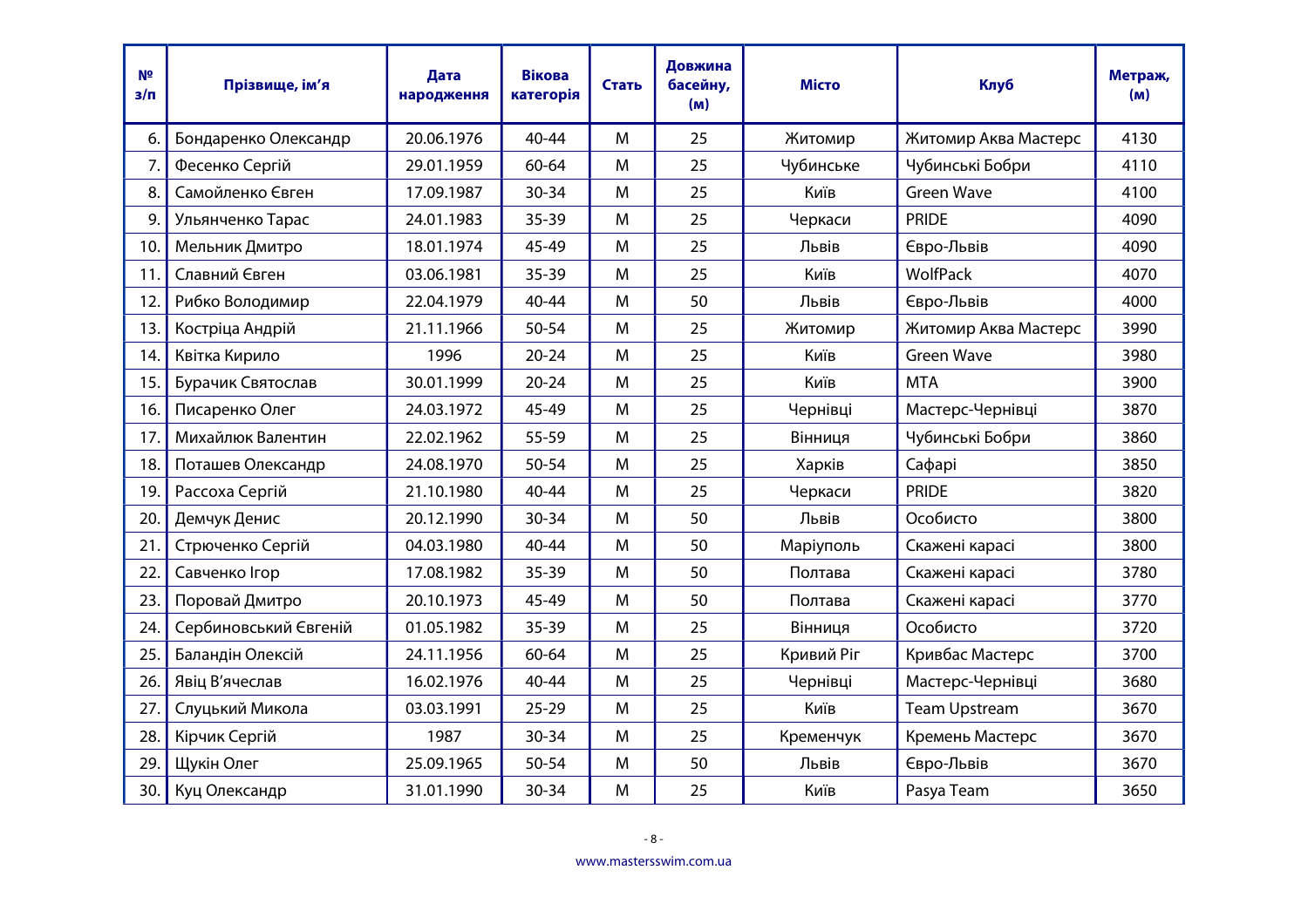| № з/п | Прізвище, ім'я | Дата народження | Вікова категорія | Стать | Довжина басейну, (м) | Місто | Клуб | Метраж, (м) |
|---|---|---|---|---|---|---|---|---|
| 6. | Бондаренко Олександр | 20.06.1976 | 40-44 | М | 25 | Житомир | Житомир Аква Мастерс | 4130 |
| 7. | Фесенко Сергій | 29.01.1959 | 60-64 | М | 25 | Чубинське | Чубинські Бобри | 4110 |
| 8. | Самойленко Євген | 17.09.1987 | 30-34 | М | 25 | Київ | Green Wave | 4100 |
| 9. | Ульянченко Тарас | 24.01.1983 | 35-39 | М | 25 | Черкаси | PRIDE | 4090 |
| 10. | Мельник Дмитро | 18.01.1974 | 45-49 | М | 25 | Львів | Євро-Львів | 4090 |
| 11. | Славний Євген | 03.06.1981 | 35-39 | М | 25 | Київ | WolfPack | 4070 |
| 12. | Рибко Володимир | 22.04.1979 | 40-44 | М | 50 | Львів | Євро-Львів | 4000 |
| 13. | Костріца Андрій | 21.11.1966 | 50-54 | М | 25 | Житомир | Житомир Аква Мастерс | 3990 |
| 14. | Квітка Кирило | 1996 | 20-24 | М | 25 | Київ | Green Wave | 3980 |
| 15. | Бурачик Святослав | 30.01.1999 | 20-24 | М | 25 | Київ | MTA | 3900 |
| 16. | Писаренко Олег | 24.03.1972 | 45-49 | М | 25 | Чернівці | Мастерс-Чернівці | 3870 |
| 17. | Михайлюк Валентин | 22.02.1962 | 55-59 | М | 25 | Вінниця | Чубинські Бобри | 3860 |
| 18. | Поташев Олександр | 24.08.1970 | 50-54 | М | 25 | Харків | Сафарі | 3850 |
| 19. | Рассоха Сергій | 21.10.1980 | 40-44 | М | 25 | Черкаси | PRIDE | 3820 |
| 20. | Демчук Денис | 20.12.1990 | 30-34 | М | 50 | Львів | Особисто | 3800 |
| 21. | Стрюченко Сергій | 04.03.1980 | 40-44 | М | 50 | Маріуполь | Скажені карасі | 3800 |
| 22. | Савченко Ігор | 17.08.1982 | 35-39 | М | 50 | Полтава | Скажені карасі | 3780 |
| 23. | Поровай Дмитро | 20.10.1973 | 45-49 | М | 50 | Полтава | Скажені карасі | 3770 |
| 24. | Сербиновський Євгеній | 01.05.1982 | 35-39 | М | 25 | Вінниця | Особисто | 3720 |
| 25. | Баландін Олексій | 24.11.1956 | 60-64 | М | 25 | Кривий Ріг | Кривбас Мастерс | 3700 |
| 26. | Явіц В'ячеслав | 16.02.1976 | 40-44 | М | 25 | Чернівці | Мастерс-Чернівці | 3680 |
| 27. | Слуцький Микола | 03.03.1991 | 25-29 | М | 25 | Київ | Team Upstream | 3670 |
| 28. | Кірчик Сергій | 1987 | 30-34 | М | 25 | Кременчук | Кремень Мастерс | 3670 |
| 29. | Щукін Олег | 25.09.1965 | 50-54 | М | 50 | Львів | Євро-Львів | 3670 |
| 30. | Куц Олександр | 31.01.1990 | 30-34 | М | 25 | Київ | Pasya Team | 3650 |

www.mastersswim.com.ua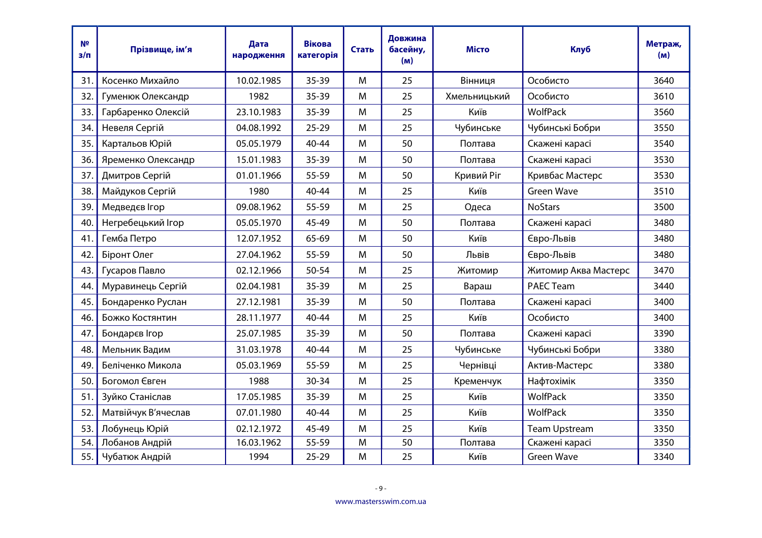| № з/п | Прізвище, ім’я | Дата народження | Вікова категорія | Стать | Довжина басейну, (м) | Місто | Клуб | Метраж, (м) |
|---|---|---|---|---|---|---|---|---|
| 31. | Косенко Михайло | 10.02.1985 | 35-39 | М | 25 | Вінниця | Особисто | 3640 |
| 32. | Гуменюк Олександр | 1982 | 35-39 | М | 25 | Хмельницький | Особисто | 3610 |
| 33. | Гарбаренко Олексій | 23.10.1983 | 35-39 | М | 25 | Київ | WolfPack | 3560 |
| 34. | Невеля Сергій | 04.08.1992 | 25-29 | М | 25 | Чубинське | Чубинські Бобри | 3550 |
| 35. | Картальов Юрій | 05.05.1979 | 40-44 | М | 50 | Полтава | Скажені карасі | 3540 |
| 36. | Яременко Олександр | 15.01.1983 | 35-39 | М | 50 | Полтава | Скажені карасі | 3530 |
| 37. | Дмитров Сергій | 01.01.1966 | 55-59 | М | 50 | Кривий Ріг | Кривбас Мастерс | 3530 |
| 38. | Майдуков Сергій | 1980 | 40-44 | М | 25 | Київ | Green Wave | 3510 |
| 39. | Медведєв Ігор | 09.08.1962 | 55-59 | М | 25 | Одеса | NoStars | 3500 |
| 40. | Негребецький Ігор | 05.05.1970 | 45-49 | М | 50 | Полтава | Скажені карасі | 3480 |
| 41. | Гемба Петро | 12.07.1952 | 65-69 | М | 50 | Київ | Євро-Львів | 3480 |
| 42. | Біронт Олег | 27.04.1962 | 55-59 | М | 50 | Львів | Євро-Львів | 3480 |
| 43. | Гусаров Павло | 02.12.1966 | 50-54 | М | 25 | Житомир | Житомир Аква Мастерс | 3470 |
| 44. | Муравинець Сергій | 02.04.1981 | 35-39 | М | 25 | Вараш | PAEC Team | 3440 |
| 45. | Бондаренко Руслан | 27.12.1981 | 35-39 | М | 50 | Полтава | Скажені карасі | 3400 |
| 46. | Божко Костянтин | 28.11.1977 | 40-44 | М | 25 | Київ | Особисто | 3400 |
| 47. | Бондарєв Ігор | 25.07.1985 | 35-39 | М | 50 | Полтава | Скажені карасі | 3390 |
| 48. | Мельник Вадим | 31.03.1978 | 40-44 | М | 25 | Чубинське | Чубинські Бобри | 3380 |
| 49. | Беліченко Микола | 05.03.1969 | 55-59 | М | 25 | Чернівці | Актив-Мастерс | 3380 |
| 50. | Богомол Євген | 1988 | 30-34 | М | 25 | Кременчук | Нафтохімік | 3350 |
| 51. | Зуйко Станіслав | 17.05.1985 | 35-39 | М | 25 | Київ | WolfPack | 3350 |
| 52. | Матвійчук В’ячеслав | 07.01.1980 | 40-44 | М | 25 | Київ | WolfPack | 3350 |
| 53. | Лобунець Юрій | 02.12.1972 | 45-49 | М | 25 | Київ | Team Upstream | 3350 |
| 54. | Лобанов Андрій | 16.03.1962 | 55-59 | М | 50 | Полтава | Скажені карасі | 3350 |
| 55. | Чубатюк Андрій | 1994 | 25-29 | М | 25 | Київ | Green Wave | 3340 |

www.mastersswim.com.ua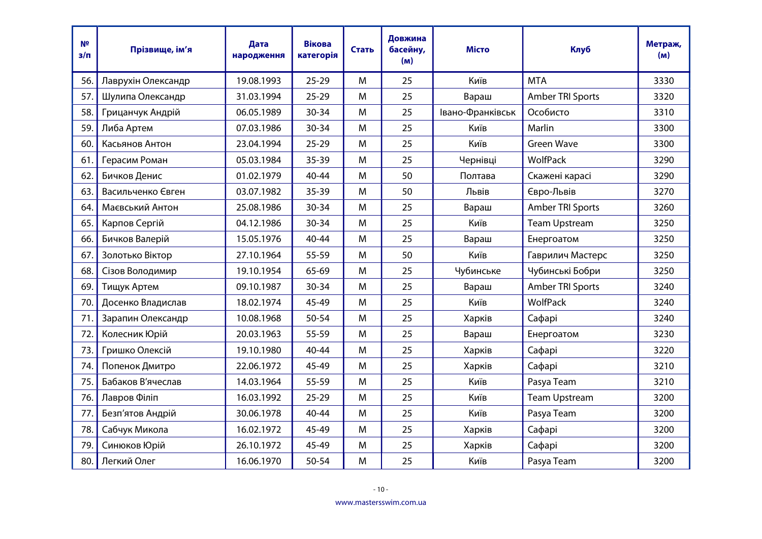| № з/п | Прізвище, ім'я | Дата народження | Вікова категорія | Стать | Довжина басейну, (м) | Місто | Клуб | Метраж, (м) |
|---|---|---|---|---|---|---|---|---|
| 56. | Лаврухін Олександр | 19.08.1993 | 25-29 | М | 25 | Київ | MTA | 3330 |
| 57. | Шулипа Олександр | 31.03.1994 | 25-29 | М | 25 | Вараш | Amber TRI Sports | 3320 |
| 58. | Грицанчук Андрій | 06.05.1989 | 30-34 | М | 25 | Івано-Франківськ | Особисто | 3310 |
| 59. | Либа Артем | 07.03.1986 | 30-34 | М | 25 | Київ | Marlin | 3300 |
| 60. | Касьянов Антон | 23.04.1994 | 25-29 | М | 25 | Київ | Green Wave | 3300 |
| 61. | Герасим Роман | 05.03.1984 | 35-39 | М | 25 | Чернівці | WolfPack | 3290 |
| 62. | Бичков Денис | 01.02.1979 | 40-44 | М | 50 | Полтава | Скажені карасі | 3290 |
| 63. | Васильченко Євген | 03.07.1982 | 35-39 | М | 50 | Львів | Євро-Львів | 3270 |
| 64. | Маєвський Антон | 25.08.1986 | 30-34 | М | 25 | Вараш | Amber TRI Sports | 3260 |
| 65. | Карпов Сергій | 04.12.1986 | 30-34 | М | 25 | Київ | Team Upstream | 3250 |
| 66. | Бичков Валерій | 15.05.1976 | 40-44 | М | 25 | Вараш | Енергоатом | 3250 |
| 67. | Золотько Віктор | 27.10.1964 | 55-59 | М | 50 | Київ | Гаврилич Мастерс | 3250 |
| 68. | Сізов Володимир | 19.10.1954 | 65-69 | М | 25 | Чубинське | Чубинські Бобри | 3250 |
| 69. | Тищук Артем | 09.10.1987 | 30-34 | М | 25 | Вараш | Amber TRI Sports | 3240 |
| 70. | Досенко Владислав | 18.02.1974 | 45-49 | М | 25 | Київ | WolfPack | 3240 |
| 71. | Зарапин Олександр | 10.08.1968 | 50-54 | М | 25 | Харків | Сафарі | 3240 |
| 72. | Колесник Юрій | 20.03.1963 | 55-59 | М | 25 | Вараш | Енергоатом | 3230 |
| 73. | Гришко Олексій | 19.10.1980 | 40-44 | М | 25 | Харків | Сафарі | 3220 |
| 74. | Попенок Дмитро | 22.06.1972 | 45-49 | М | 25 | Харків | Сафарі | 3210 |
| 75. | Бабаков В'ячеслав | 14.03.1964 | 55-59 | М | 25 | Київ | Pasya Team | 3210 |
| 76. | Лавров Філіп | 16.03.1992 | 25-29 | М | 25 | Київ | Team Upstream | 3200 |
| 77. | Безп'ятов Андрій | 30.06.1978 | 40-44 | М | 25 | Київ | Pasya Team | 3200 |
| 78. | Сабчук Микола | 16.02.1972 | 45-49 | М | 25 | Харків | Сафарі | 3200 |
| 79. | Синюков Юрій | 26.10.1972 | 45-49 | М | 25 | Харків | Сафарі | 3200 |
| 80. | Легкий Олег | 16.06.1970 | 50-54 | М | 25 | Київ | Pasya Team | 3200 |

www.mastersswim.com.ua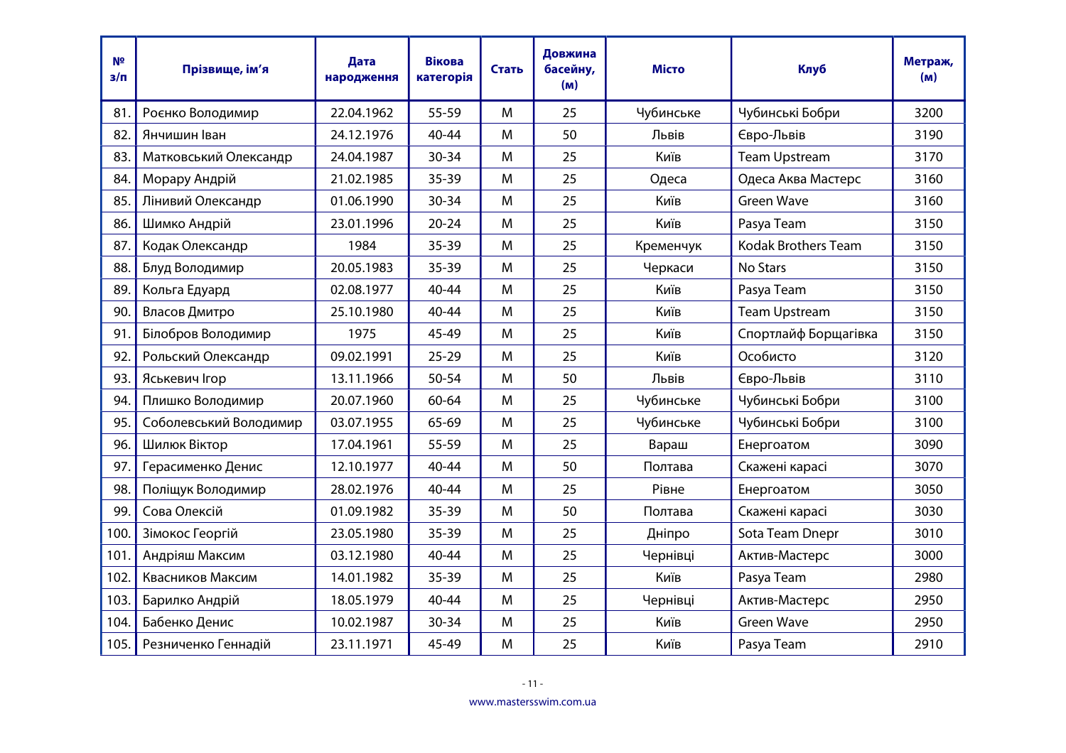| №<br>з/п | Прізвище, ім’я | Дата народження | Вікова категорія | Стать | Довжина басейну, (м) | Місто | Клуб | Метраж, (м) |
|---|---|---|---|---|---|---|---|---|
| 81. | Роєнко Володимир | 22.04.1962 | 55-59 | М | 25 | Чубинське | Чубинські Бобри | 3200 |
| 82. | Янчишин Іван | 24.12.1976 | 40-44 | М | 50 | Львів | Євро-Львів | 3190 |
| 83. | Матковський Олександр | 24.04.1987 | 30-34 | М | 25 | Київ | Team Upstream | 3170 |
| 84. | Морару Андрій | 21.02.1985 | 35-39 | М | 25 | Одеса | Одеса Аква Мастерс | 3160 |
| 85. | Лінивий Олександр | 01.06.1990 | 30-34 | М | 25 | Київ | Green Wave | 3160 |
| 86. | Шимко Андрій | 23.01.1996 | 20-24 | М | 25 | Київ | Pasya Team | 3150 |
| 87. | Кодак Олександр | 1984 | 35-39 | М | 25 | Кременчук | Kodak Brothers Team | 3150 |
| 88. | Блуд Володимир | 20.05.1983 | 35-39 | М | 25 | Черкаси | No Stars | 3150 |
| 89. | Кольга Едуард | 02.08.1977 | 40-44 | М | 25 | Київ | Pasya Team | 3150 |
| 90. | Власов Дмитро | 25.10.1980 | 40-44 | М | 25 | Київ | Team Upstream | 3150 |
| 91. | Білобров Володимир | 1975 | 45-49 | М | 25 | Київ | Спортлайф Борщагівка | 3150 |
| 92. | Рольский Олександр | 09.02.1991 | 25-29 | М | 25 | Київ | Особисто | 3120 |
| 93. | Яськевич Ігор | 13.11.1966 | 50-54 | М | 50 | Львів | Євро-Львів | 3110 |
| 94. | Плишко Володимир | 20.07.1960 | 60-64 | М | 25 | Чубинське | Чубинські Бобри | 3100 |
| 95. | Соболевський Володимир | 03.07.1955 | 65-69 | М | 25 | Чубинське | Чубинські Бобри | 3100 |
| 96. | Шилюк Віктор | 17.04.1961 | 55-59 | М | 25 | Вараш | Енергоатом | 3090 |
| 97. | Герасименко Денис | 12.10.1977 | 40-44 | М | 50 | Полтава | Скажені карасі | 3070 |
| 98. | Поліщук Володимир | 28.02.1976 | 40-44 | М | 25 | Рівне | Енергоатом | 3050 |
| 99. | Сова Олексій | 01.09.1982 | 35-39 | М | 50 | Полтава | Скажені карасі | 3030 |
| 100. | Зімокос Георгій | 23.05.1980 | 35-39 | М | 25 | Дніпро | Sota Team Dnepr | 3010 |
| 101. | Андріяш Максим | 03.12.1980 | 40-44 | М | 25 | Чернівці | Актив-Мастерс | 3000 |
| 102. | Квасников Максим | 14.01.1982 | 35-39 | М | 25 | Київ | Pasya Team | 2980 |
| 103. | Барилко Андрій | 18.05.1979 | 40-44 | М | 25 | Чернівці | Актив-Мастерс | 2950 |
| 104. | Бабенко Денис | 10.02.1987 | 30-34 | М | 25 | Київ | Green Wave | 2950 |
| 105. | Резниченко Геннадій | 23.11.1971 | 45-49 | М | 25 | Київ | Pasya Team | 2910 |

www.mastersswim.com.ua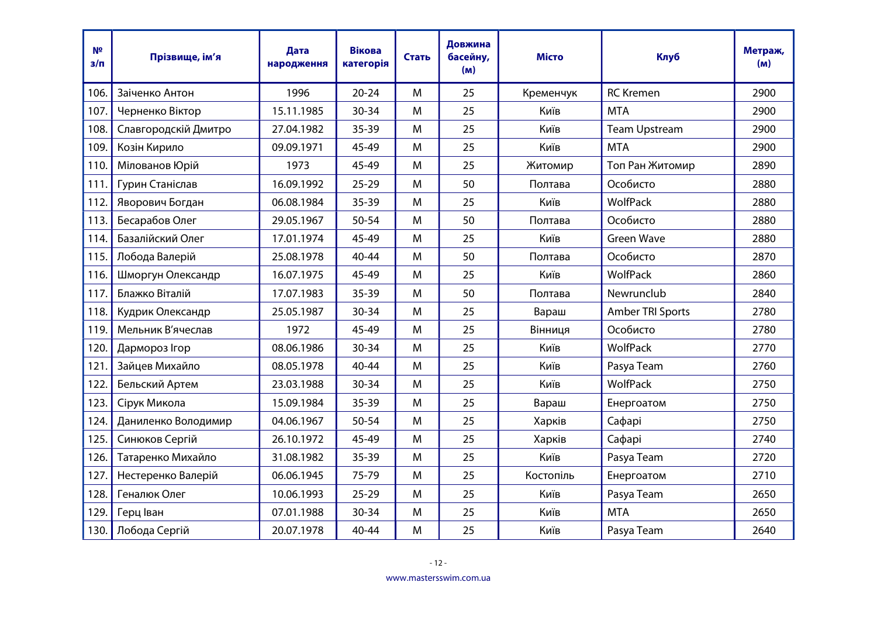| №<br>з/п | Прізвище, ім'я | Дата народження | Вікова категорія | Стать | Довжина басейну, (м) | Місто | Клуб | Метраж, (м) |
|---|---|---|---|---|---|---|---|---|
| 106. | Заіченко Антон | 1996 | 20-24 | М | 25 | Кременчук | RC Kremen | 2900 |
| 107. | Черненко Віктор | 15.11.1985 | 30-34 | М | 25 | Київ | MTA | 2900 |
| 108. | Славгородскій Дмитро | 27.04.1982 | 35-39 | М | 25 | Київ | Team Upstream | 2900 |
| 109. | Козін Кирило | 09.09.1971 | 45-49 | М | 25 | Київ | MTA | 2900 |
| 110. | Мілованов Юрій | 1973 | 45-49 | М | 25 | Житомир | Топ Ран Житомир | 2890 |
| 111. | Гурин Станіслав | 16.09.1992 | 25-29 | М | 50 | Полтава | Особисто | 2880 |
| 112. | Яворович Богдан | 06.08.1984 | 35-39 | М | 25 | Київ | WolfPack | 2880 |
| 113. | Бесарабов Олег | 29.05.1967 | 50-54 | М | 50 | Полтава | Особисто | 2880 |
| 114. | Базалійский Олег | 17.01.1974 | 45-49 | М | 25 | Київ | Green Wave | 2880 |
| 115. | Лобода Валерій | 25.08.1978 | 40-44 | М | 50 | Полтава | Особисто | 2870 |
| 116. | Шморгун Олександр | 16.07.1975 | 45-49 | М | 25 | Київ | WolfPack | 2860 |
| 117. | Блажко Віталій | 17.07.1983 | 35-39 | М | 50 | Полтава | Newrunclub | 2840 |
| 118. | Кудрик Олександр | 25.05.1987 | 30-34 | М | 25 | Вараш | Amber TRI Sports | 2780 |
| 119. | Мельник В'ячеслав | 1972 | 45-49 | М | 25 | Вінниця | Особисто | 2780 |
| 120. | Дармороз Ігор | 08.06.1986 | 30-34 | М | 25 | Київ | WolfPack | 2770 |
| 121. | Зайцев Михайло | 08.05.1978 | 40-44 | М | 25 | Київ | Pasya Team | 2760 |
| 122. | Бельский Артем | 23.03.1988 | 30-34 | М | 25 | Київ | WolfPack | 2750 |
| 123. | Сірук Микола | 15.09.1984 | 35-39 | М | 25 | Вараш | Енергоатом | 2750 |
| 124. | Даниленко Володимир | 04.06.1967 | 50-54 | М | 25 | Харків | Сафарі | 2750 |
| 125. | Синюков Сергій | 26.10.1972 | 45-49 | М | 25 | Харків | Сафарі | 2740 |
| 126. | Татаренко Михайло | 31.08.1982 | 35-39 | М | 25 | Київ | Pasya Team | 2720 |
| 127. | Нестеренко Валерій | 06.06.1945 | 75-79 | М | 25 | Костопіль | Енергоатом | 2710 |
| 128. | Геналюк Олег | 10.06.1993 | 25-29 | М | 25 | Київ | Pasya Team | 2650 |
| 129. | Герц Іван | 07.01.1988 | 30-34 | М | 25 | Київ | MTA | 2650 |
| 130. | Лобода Сергій | 20.07.1978 | 40-44 | М | 25 | Київ | Pasya Team | 2640 |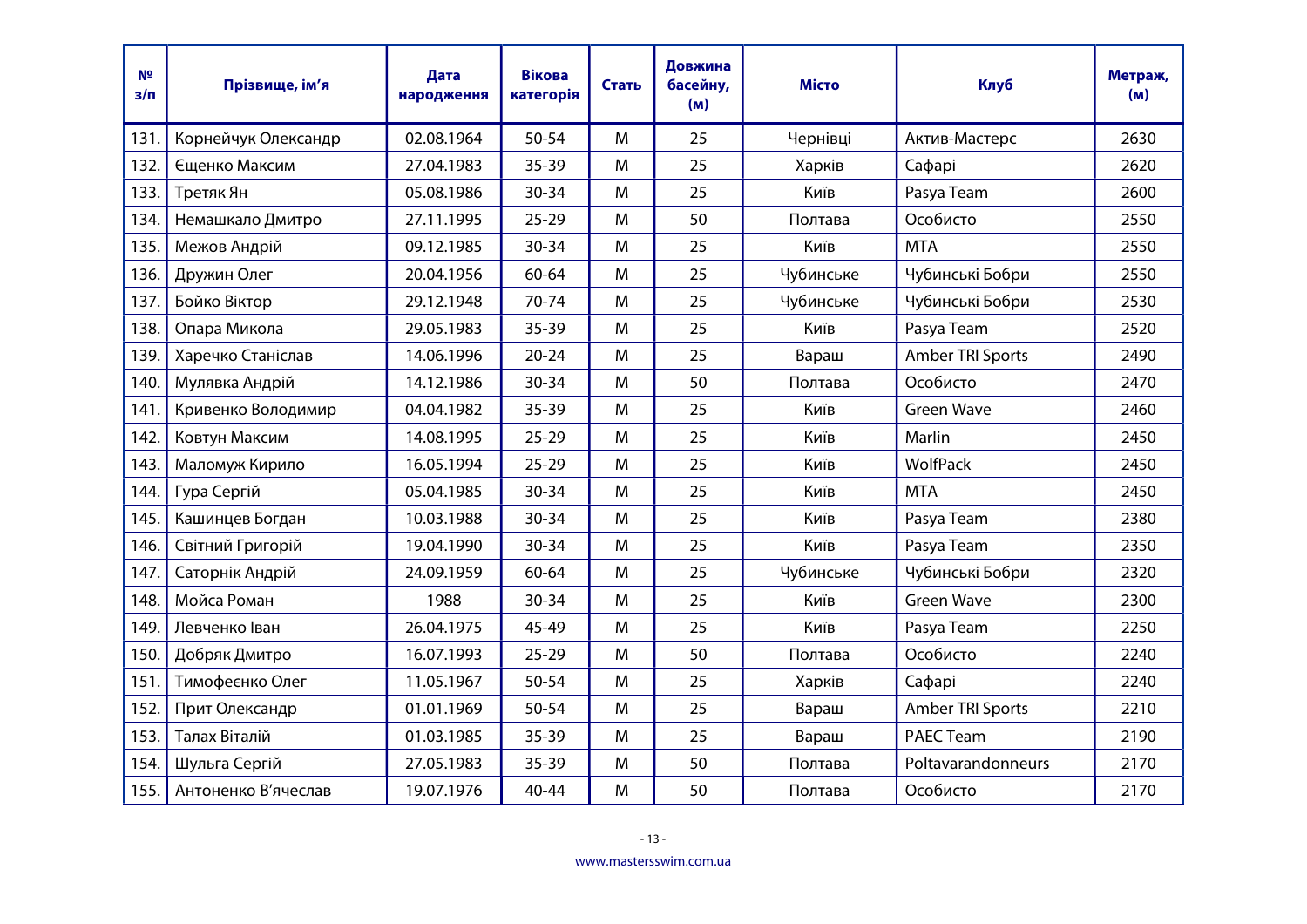| № з/п | Прізвище, ім'я | Дата народження | Вікова категорія | Стать | Довжина басейну, (м) | Місто | Клуб | Метраж, (м) |
|---|---|---|---|---|---|---|---|---|
| 131. | Корнейчук Олександр | 02.08.1964 | 50-54 | М | 25 | Чернівці | Актив-Мастерс | 2630 |
| 132. | Єщенко Максим | 27.04.1983 | 35-39 | М | 25 | Харків | Сафарі | 2620 |
| 133. | Третяк Ян | 05.08.1986 | 30-34 | М | 25 | Київ | Pasya Team | 2600 |
| 134. | Немашкало Дмитро | 27.11.1995 | 25-29 | М | 50 | Полтава | Особисто | 2550 |
| 135. | Межов Андрій | 09.12.1985 | 30-34 | М | 25 | Київ | MTA | 2550 |
| 136. | Дружин Олег | 20.04.1956 | 60-64 | М | 25 | Чубинське | Чубинські Бобри | 2550 |
| 137. | Бойко Віктор | 29.12.1948 | 70-74 | М | 25 | Чубинське | Чубинські Бобри | 2530 |
| 138. | Опара Микола | 29.05.1983 | 35-39 | М | 25 | Київ | Pasya Team | 2520 |
| 139. | Харечко Станіслав | 14.06.1996 | 20-24 | М | 25 | Вараш | Amber TRI Sports | 2490 |
| 140. | Мулявка Андрій | 14.12.1986 | 30-34 | М | 50 | Полтава | Особисто | 2470 |
| 141. | Кривенко Володимир | 04.04.1982 | 35-39 | М | 25 | Київ | Green Wave | 2460 |
| 142. | Ковтун Максим | 14.08.1995 | 25-29 | М | 25 | Київ | Marlin | 2450 |
| 143. | Маломуж Кирило | 16.05.1994 | 25-29 | М | 25 | Київ | WolfPack | 2450 |
| 144. | Гура Сергій | 05.04.1985 | 30-34 | М | 25 | Київ | MTA | 2450 |
| 145. | Кашинцев Богдан | 10.03.1988 | 30-34 | М | 25 | Київ | Pasya Team | 2380 |
| 146. | Світний Григорій | 19.04.1990 | 30-34 | М | 25 | Київ | Pasya Team | 2350 |
| 147. | Саторнік Андрій | 24.09.1959 | 60-64 | М | 25 | Чубинське | Чубинські Бобри | 2320 |
| 148. | Мойса Роман | 1988 | 30-34 | М | 25 | Київ | Green Wave | 2300 |
| 149. | Левченко Іван | 26.04.1975 | 45-49 | М | 25 | Київ | Pasya Team | 2250 |
| 150. | Добряк Дмитро | 16.07.1993 | 25-29 | М | 50 | Полтава | Особисто | 2240 |
| 151. | Тимофеєнко Олег | 11.05.1967 | 50-54 | М | 25 | Харків | Сафарі | 2240 |
| 152. | Прит Олександр | 01.01.1969 | 50-54 | М | 25 | Вараш | Amber TRI Sports | 2210 |
| 153. | Талах Віталій | 01.03.1985 | 35-39 | М | 25 | Вараш | PAEC Team | 2190 |
| 154. | Шульга Сергій | 27.05.1983 | 35-39 | М | 50 | Полтава | Poltavarandonneurs | 2170 |
| 155. | Антоненко В'ячеслав | 19.07.1976 | 40-44 | М | 50 | Полтава | Особисто | 2170 |

www.mastersswim.com.ua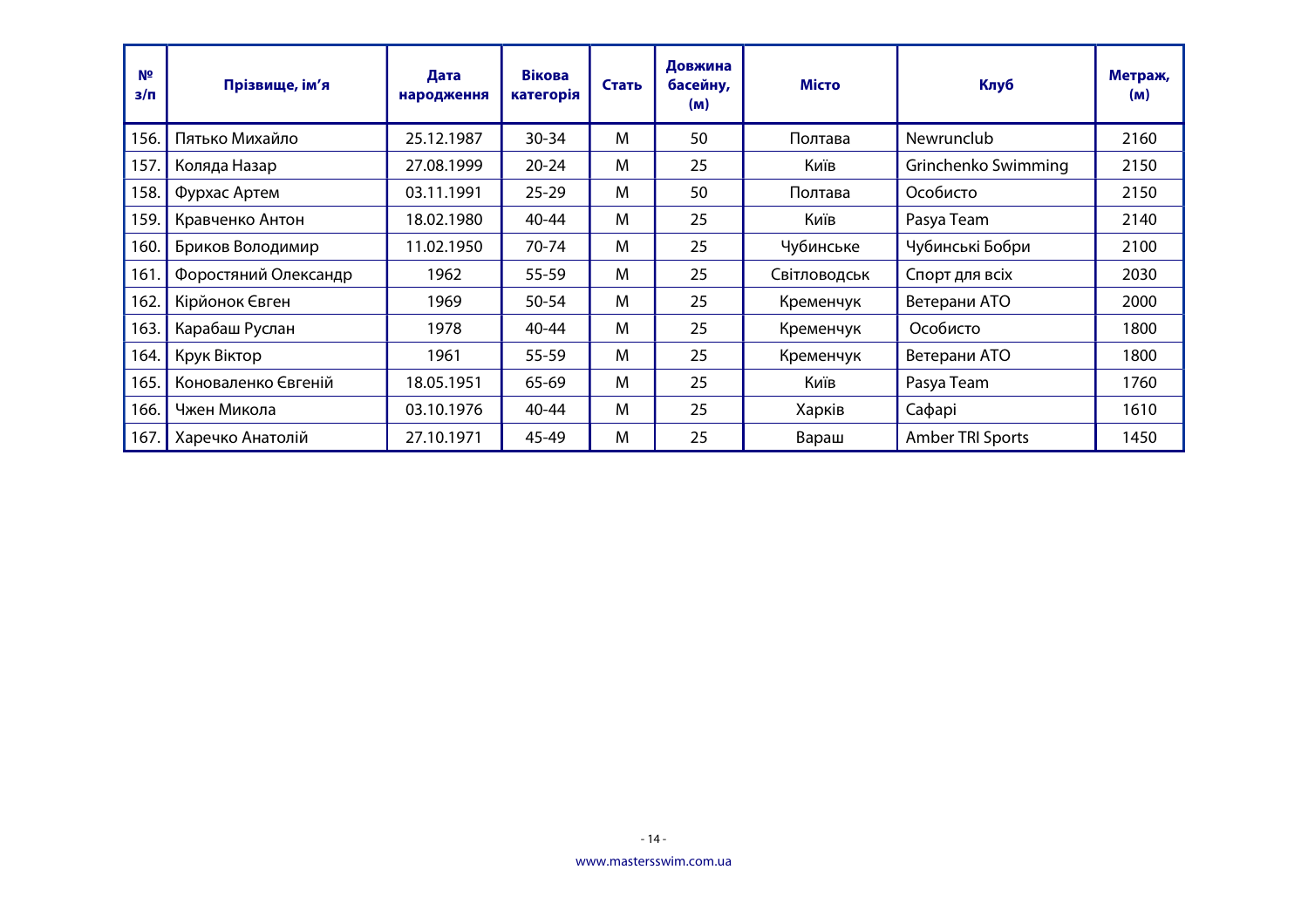| № з/п | Прізвище, ім'я | Дата народження | Вікова категорія | Стать | Довжина басейну, (м) | Місто | Клуб | Метраж, (м) |
|---|---|---|---|---|---|---|---|---|
| 156. | Пятько Михайло | 25.12.1987 | 30-34 | М | 50 | Полтава | Newrunclub | 2160 |
| 157. | Коляда Назар | 27.08.1999 | 20-24 | М | 25 | Київ | Grinchenko Swimming | 2150 |
| 158. | Фурхас Артем | 03.11.1991 | 25-29 | М | 50 | Полтава | Особисто | 2150 |
| 159. | Кравченко Антон | 18.02.1980 | 40-44 | М | 25 | Київ | Pasya Team | 2140 |
| 160. | Бриков Володимир | 11.02.1950 | 70-74 | М | 25 | Чубинське | Чубинські Бобри | 2100 |
| 161. | Форостяний Олександр | 1962 | 55-59 | М | 25 | Світловодськ | Спорт для всіх | 2030 |
| 162. | Кірйонок Євген | 1969 | 50-54 | М | 25 | Кременчук | Ветерани АТО | 2000 |
| 163. | Карабаш Руслан | 1978 | 40-44 | М | 25 | Кременчук | Особисто | 1800 |
| 164. | Крук Віктор | 1961 | 55-59 | М | 25 | Кременчук | Ветерани АТО | 1800 |
| 165. | Коноваленко Євгеній | 18.05.1951 | 65-69 | М | 25 | Київ | Pasya Team | 1760 |
| 166. | Чжен Микола | 03.10.1976 | 40-44 | М | 25 | Харків | Сафарі | 1610 |
| 167. | Харечко Анатолій | 27.10.1971 | 45-49 | М | 25 | Вараш | Amber TRI Sports | 1450 |

www.mastersswim.com.ua